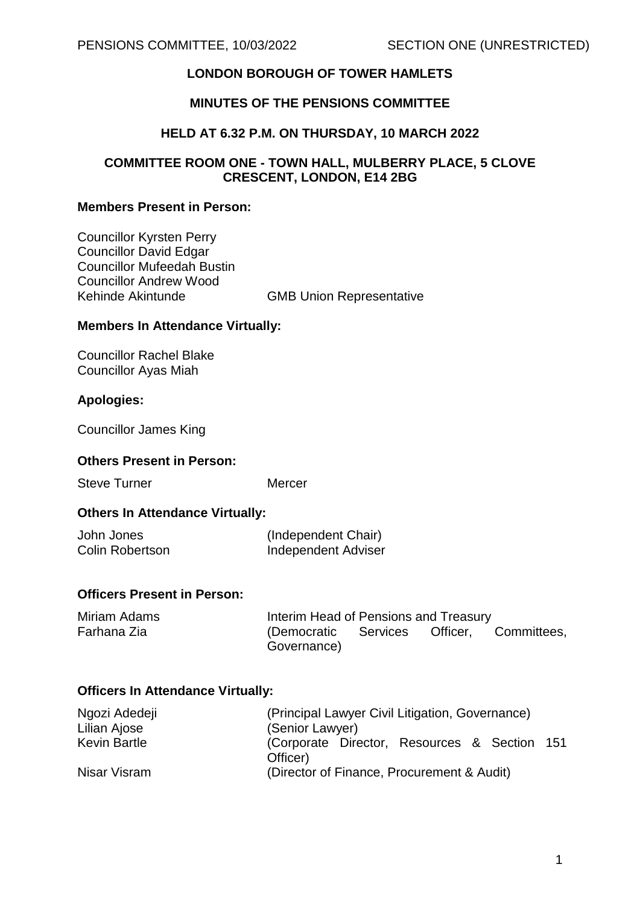# LONDON BOROUGH OF TOWER HAMLETS

## MINUTES OF THE PENSIONS COMMITTEE

### HELD AT 6.32 P.M. ON THURSDAY, 10 MARCH 2022

### COMMITTEE ROOM ONE - TOWN HALL, MULBERRY PLACE, 5 CLOVE CRESCENT, LONDON, E14 2BG

**Members Present in Person:**

Councillor Kyrsten Perry
Councillor David Edgar
Councillor Mufeedah Bustin
Councillor Andrew Wood
Kehinde Akintunde — GMB Union Representative

**Members In Attendance Virtually:**

Councillor Rachel Blake
Councillor Ayas Miah

**Apologies:**

Councillor James King

**Others Present in Person:**

Steve Turner — Mercer

**Others In Attendance Virtually:**

| | |
|---|---|
| John Jones | (Independent Chair) |
| Colin Robertson | Independent Adviser |

**Officers Present in Person:**

| | |
|---|---|
| Miriam Adams | Interim Head of Pensions and Treasury |
| Farhana Zia | (Democratic Services Officer, Committees, Governance) |

**Officers In Attendance Virtually:**

| | |
|---|---|
| Ngozi Adedeji | (Principal Lawyer Civil Litigation, Governance) |
| Lilian Ajose | (Senior Lawyer) |
| Kevin Bartle | (Corporate Director, Resources & Section 151 Officer) |
| Nisar Visram | (Director of Finance, Procurement & Audit) |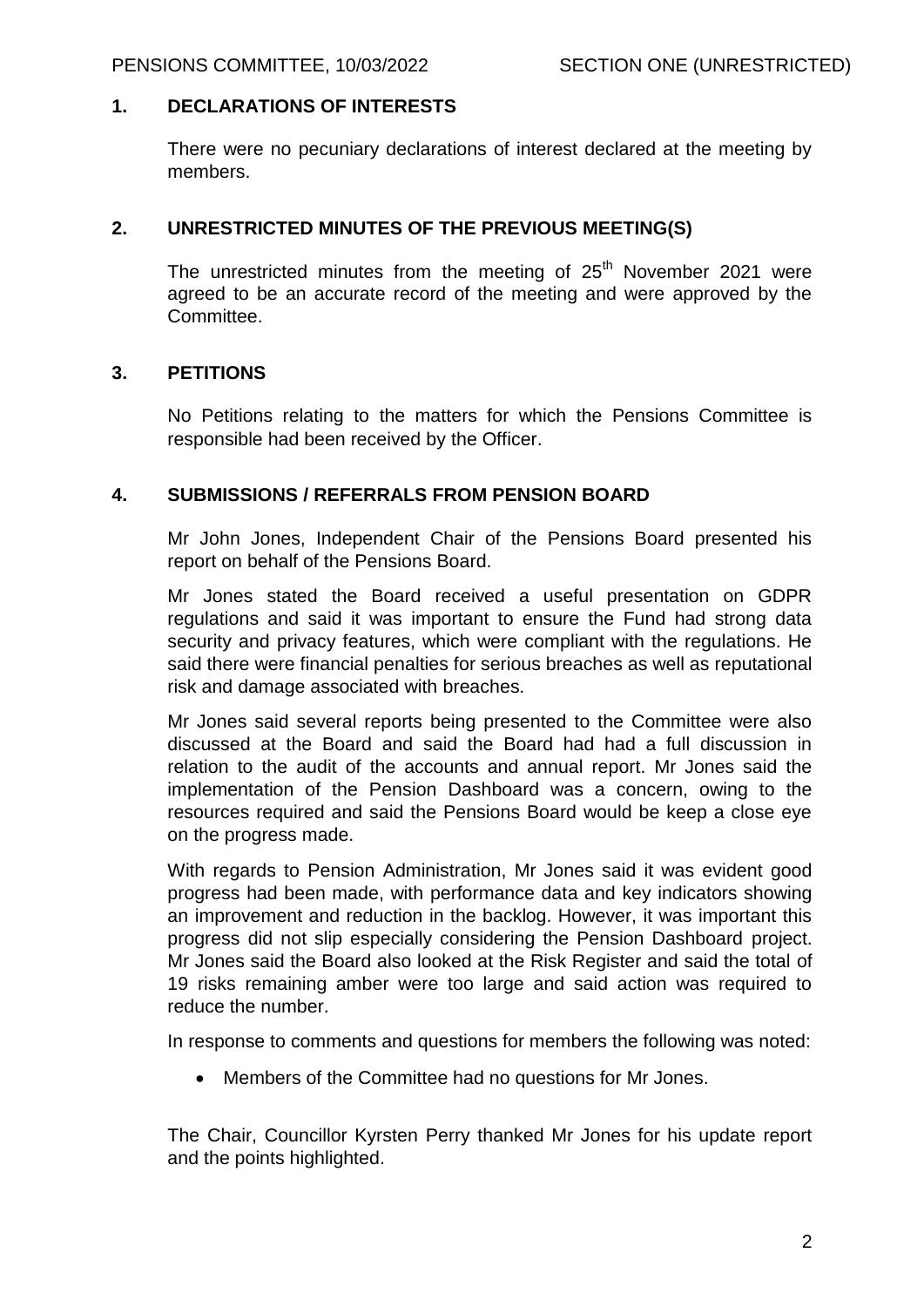## 1. DECLARATIONS OF INTERESTS

There were no pecuniary declarations of interest declared at the meeting by members.

## 2. UNRESTRICTED MINUTES OF THE PREVIOUS MEETING(S)

The unrestricted minutes from the meeting of 25th November 2021 were agreed to be an accurate record of the meeting and were approved by the Committee.

## 3. PETITIONS

No Petitions relating to the matters for which the Pensions Committee is responsible had been received by the Officer.

## 4. SUBMISSIONS / REFERRALS FROM PENSION BOARD

Mr John Jones, Independent Chair of the Pensions Board presented his report on behalf of the Pensions Board.

Mr Jones stated the Board received a useful presentation on GDPR regulations and said it was important to ensure the Fund had strong data security and privacy features, which were compliant with the regulations. He said there were financial penalties for serious breaches as well as reputational risk and damage associated with breaches.

Mr Jones said several reports being presented to the Committee were also discussed at the Board and said the Board had had a full discussion in relation to the audit of the accounts and annual report. Mr Jones said the implementation of the Pension Dashboard was a concern, owing to the resources required and said the Pensions Board would be keep a close eye on the progress made.

With regards to Pension Administration, Mr Jones said it was evident good progress had been made, with performance data and key indicators showing an improvement and reduction in the backlog. However, it was important this progress did not slip especially considering the Pension Dashboard project. Mr Jones said the Board also looked at the Risk Register and said the total of 19 risks remaining amber were too large and said action was required to reduce the number.

In response to comments and questions for members the following was noted:

- Members of the Committee had no questions for Mr Jones.

The Chair, Councillor Kyrsten Perry thanked Mr Jones for his update report and the points highlighted.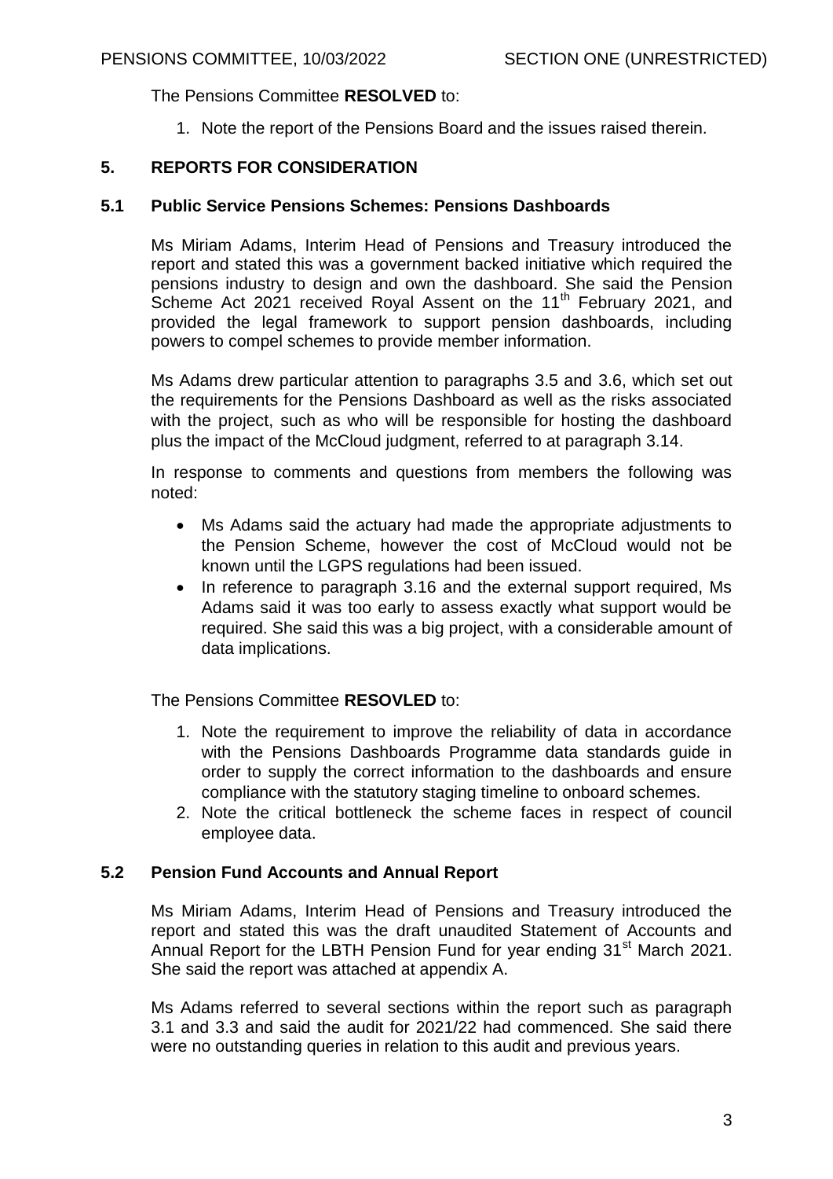The Pensions Committee **RESOLVED** to:

1. Note the report of the Pensions Board and the issues raised therein.

## 5. REPORTS FOR CONSIDERATION

### 5.1 Public Service Pensions Schemes: Pensions Dashboards

Ms Miriam Adams, Interim Head of Pensions and Treasury introduced the report and stated this was a government backed initiative which required the pensions industry to design and own the dashboard. She said the Pension Scheme Act 2021 received Royal Assent on the 11th February 2021, and provided the legal framework to support pension dashboards, including powers to compel schemes to provide member information.

Ms Adams drew particular attention to paragraphs 3.5 and 3.6, which set out the requirements for the Pensions Dashboard as well as the risks associated with the project, such as who will be responsible for hosting the dashboard plus the impact of the McCloud judgment, referred to at paragraph 3.14.

In response to comments and questions from members the following was noted:

- Ms Adams said the actuary had made the appropriate adjustments to the Pension Scheme, however the cost of McCloud would not be known until the LGPS regulations had been issued.
- In reference to paragraph 3.16 and the external support required, Ms Adams said it was too early to assess exactly what support would be required. She said this was a big project, with a considerable amount of data implications.

The Pensions Committee **RESOVLED** to:

1. Note the requirement to improve the reliability of data in accordance with the Pensions Dashboards Programme data standards guide in order to supply the correct information to the dashboards and ensure compliance with the statutory staging timeline to onboard schemes.
2. Note the critical bottleneck the scheme faces in respect of council employee data.

### 5.2 Pension Fund Accounts and Annual Report

Ms Miriam Adams, Interim Head of Pensions and Treasury introduced the report and stated this was the draft unaudited Statement of Accounts and Annual Report for the LBTH Pension Fund for year ending 31st March 2021. She said the report was attached at appendix A.

Ms Adams referred to several sections within the report such as paragraph 3.1 and 3.3 and said the audit for 2021/22 had commenced. She said there were no outstanding queries in relation to this audit and previous years.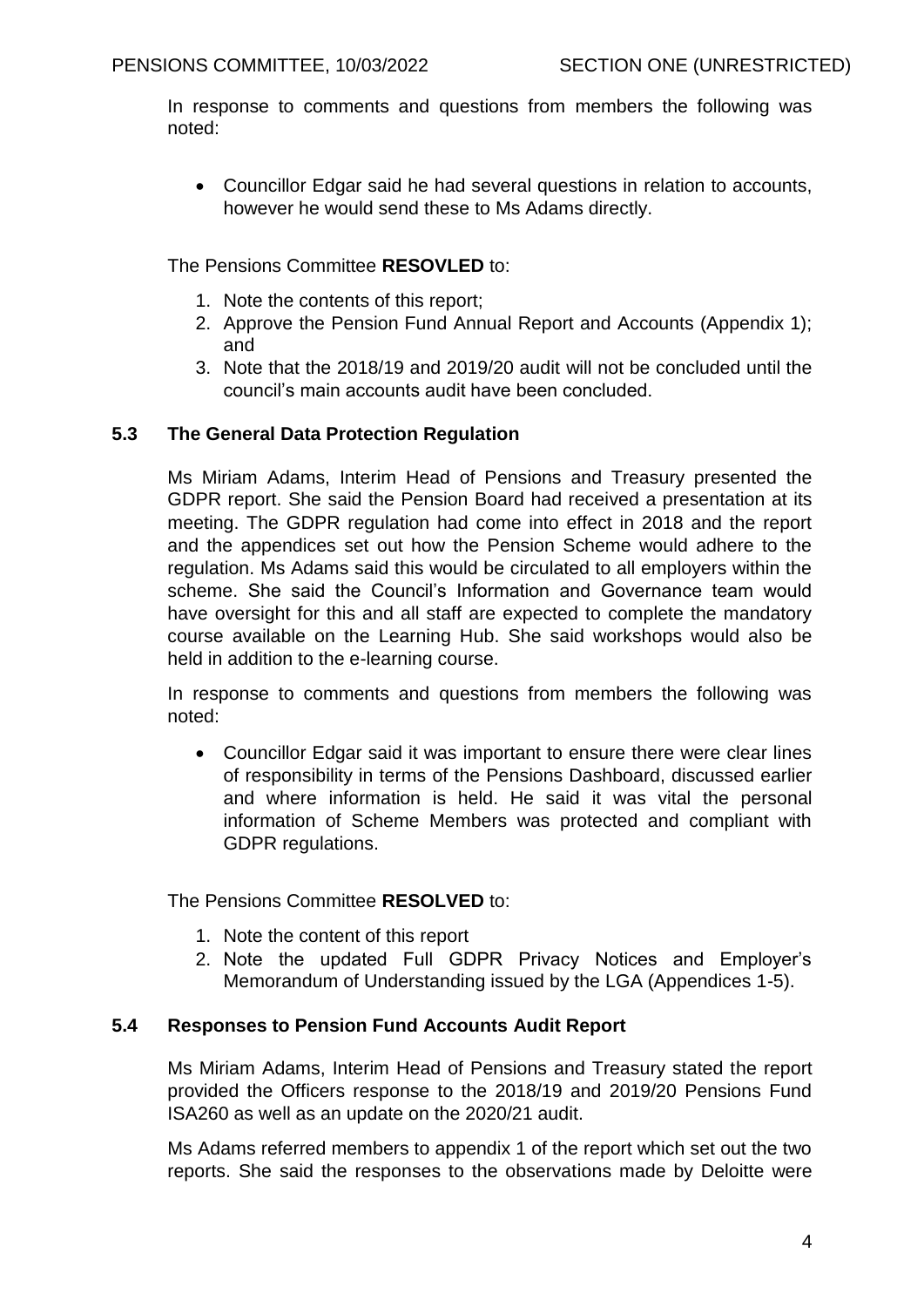In response to comments and questions from members the following was noted:

- Councillor Edgar said he had several questions in relation to accounts, however he would send these to Ms Adams directly.

The Pensions Committee **RESOVLED** to:

1. Note the contents of this report;
2. Approve the Pension Fund Annual Report and Accounts (Appendix 1); and
3. Note that the 2018/19 and 2019/20 audit will not be concluded until the council's main accounts audit have been concluded.

### 5.3 The General Data Protection Regulation

Ms Miriam Adams, Interim Head of Pensions and Treasury presented the GDPR report. She said the Pension Board had received a presentation at its meeting. The GDPR regulation had come into effect in 2018 and the report and the appendices set out how the Pension Scheme would adhere to the regulation. Ms Adams said this would be circulated to all employers within the scheme. She said the Council's Information and Governance team would have oversight for this and all staff are expected to complete the mandatory course available on the Learning Hub. She said workshops would also be held in addition to the e-learning course.

In response to comments and questions from members the following was noted:

- Councillor Edgar said it was important to ensure there were clear lines of responsibility in terms of the Pensions Dashboard, discussed earlier and where information is held. He said it was vital the personal information of Scheme Members was protected and compliant with GDPR regulations.

The Pensions Committee **RESOLVED** to:

1. Note the content of this report
2. Note the updated Full GDPR Privacy Notices and Employer's Memorandum of Understanding issued by the LGA (Appendices 1-5).

### 5.4 Responses to Pension Fund Accounts Audit Report

Ms Miriam Adams, Interim Head of Pensions and Treasury stated the report provided the Officers response to the 2018/19 and 2019/20 Pensions Fund ISA260 as well as an update on the 2020/21 audit.

Ms Adams referred members to appendix 1 of the report which set out the two reports. She said the responses to the observations made by Deloitte were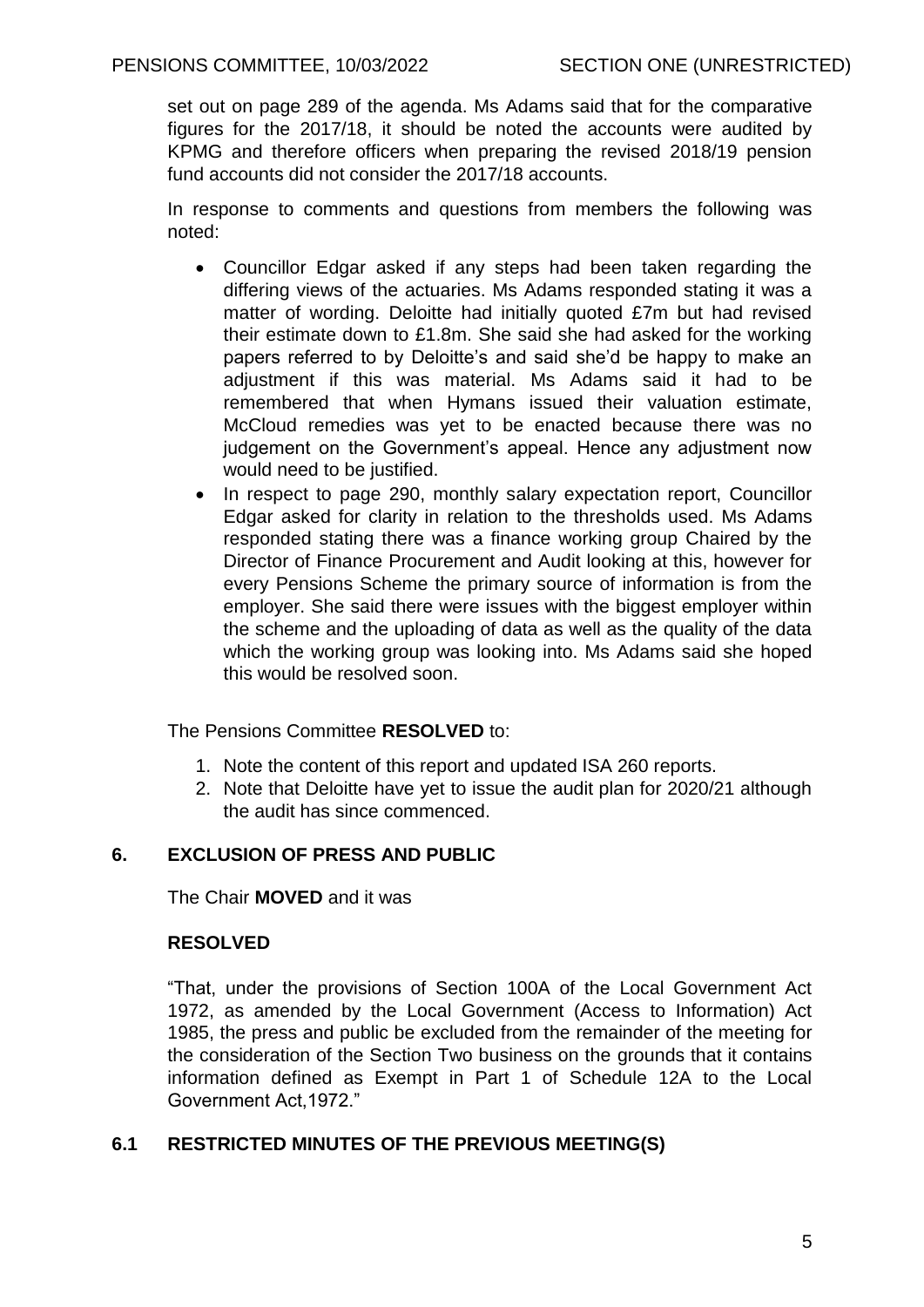set out on page 289 of the agenda. Ms Adams said that for the comparative figures for the 2017/18, it should be noted the accounts were audited by KPMG and therefore officers when preparing the revised 2018/19 pension fund accounts did not consider the 2017/18 accounts.

In response to comments and questions from members the following was noted:

- Councillor Edgar asked if any steps had been taken regarding the differing views of the actuaries. Ms Adams responded stating it was a matter of wording. Deloitte had initially quoted £7m but had revised their estimate down to £1.8m. She said she had asked for the working papers referred to by Deloitte's and said she'd be happy to make an adjustment if this was material. Ms Adams said it had to be remembered that when Hymans issued their valuation estimate, McCloud remedies was yet to be enacted because there was no judgement on the Government's appeal. Hence any adjustment now would need to be justified.
- In respect to page 290, monthly salary expectation report, Councillor Edgar asked for clarity in relation to the thresholds used. Ms Adams responded stating there was a finance working group Chaired by the Director of Finance Procurement and Audit looking at this, however for every Pensions Scheme the primary source of information is from the employer. She said there were issues with the biggest employer within the scheme and the uploading of data as well as the quality of the data which the working group was looking into. Ms Adams said she hoped this would be resolved soon.

The Pensions Committee **RESOLVED** to:

1. Note the content of this report and updated ISA 260 reports.
2. Note that Deloitte have yet to issue the audit plan for 2020/21 although the audit has since commenced.

## 6. EXCLUSION OF PRESS AND PUBLIC

The Chair **MOVED** and it was

**RESOLVED**

"That, under the provisions of Section 100A of the Local Government Act 1972, as amended by the Local Government (Access to Information) Act 1985, the press and public be excluded from the remainder of the meeting for the consideration of the Section Two business on the grounds that it contains information defined as Exempt in Part 1 of Schedule 12A to the Local Government Act,1972."

## 6.1 RESTRICTED MINUTES OF THE PREVIOUS MEETING(S)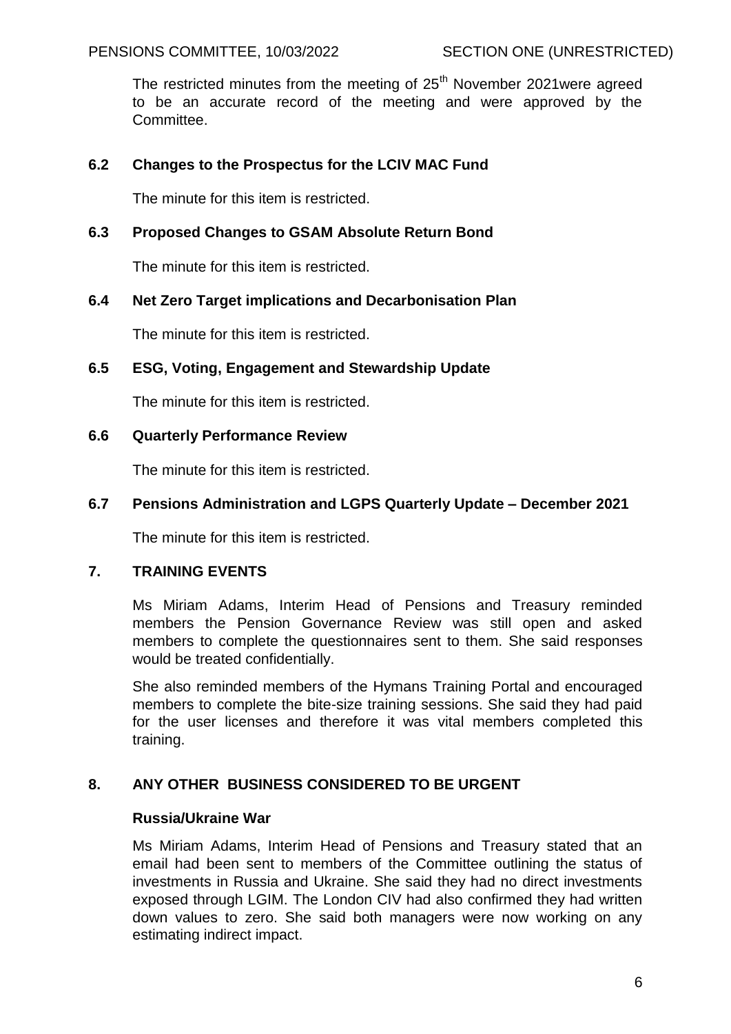The restricted minutes from the meeting of 25th November 2021were agreed to be an accurate record of the meeting and were approved by the Committee.

### 6.2 Changes to the Prospectus for the LCIV MAC Fund

The minute for this item is restricted.

### 6.3 Proposed Changes to GSAM Absolute Return Bond

The minute for this item is restricted.

### 6.4 Net Zero Target implications and Decarbonisation Plan

The minute for this item is restricted.

### 6.5 ESG, Voting, Engagement and Stewardship Update

The minute for this item is restricted.

### 6.6 Quarterly Performance Review

The minute for this item is restricted.

### 6.7 Pensions Administration and LGPS Quarterly Update – December 2021

The minute for this item is restricted.

## 7. TRAINING EVENTS

Ms Miriam Adams, Interim Head of Pensions and Treasury reminded members the Pension Governance Review was still open and asked members to complete the questionnaires sent to them. She said responses would be treated confidentially.

She also reminded members of the Hymans Training Portal and encouraged members to complete the bite-size training sessions. She said they had paid for the user licenses and therefore it was vital members completed this training.

## 8. ANY OTHER BUSINESS CONSIDERED TO BE URGENT

**Russia/Ukraine War**

Ms Miriam Adams, Interim Head of Pensions and Treasury stated that an email had been sent to members of the Committee outlining the status of investments in Russia and Ukraine. She said they had no direct investments exposed through LGIM. The London CIV had also confirmed they had written down values to zero. She said both managers were now working on any estimating indirect impact.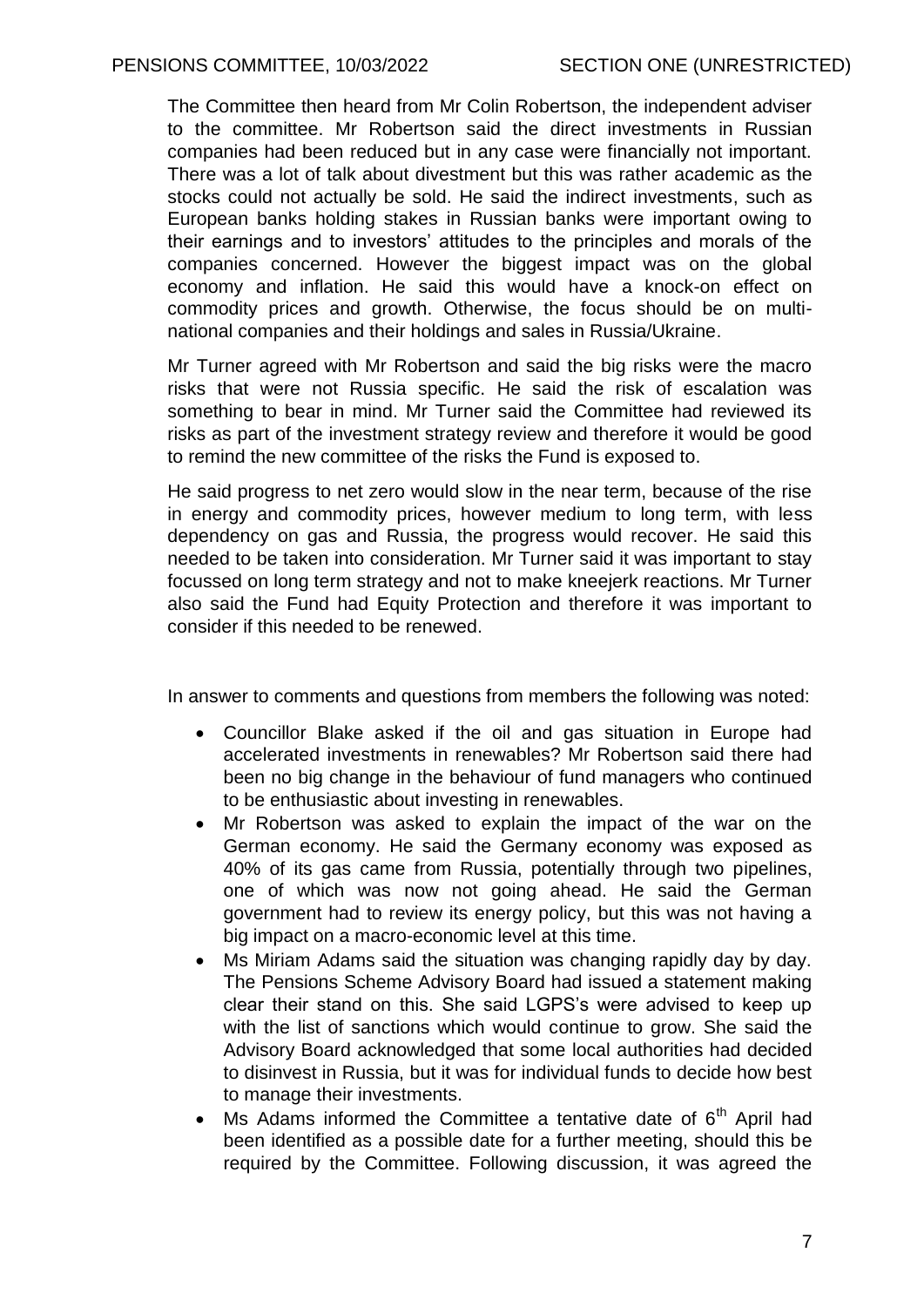The Committee then heard from Mr Colin Robertson, the independent adviser to the committee. Mr Robertson said the direct investments in Russian companies had been reduced but in any case were financially not important. There was a lot of talk about divestment but this was rather academic as the stocks could not actually be sold. He said the indirect investments, such as European banks holding stakes in Russian banks were important owing to their earnings and to investors' attitudes to the principles and morals of the companies concerned. However the biggest impact was on the global economy and inflation. He said this would have a knock-on effect on commodity prices and growth. Otherwise, the focus should be on multi-national companies and their holdings and sales in Russia/Ukraine.

Mr Turner agreed with Mr Robertson and said the big risks were the macro risks that were not Russia specific. He said the risk of escalation was something to bear in mind. Mr Turner said the Committee had reviewed its risks as part of the investment strategy review and therefore it would be good to remind the new committee of the risks the Fund is exposed to.

He said progress to net zero would slow in the near term, because of the rise in energy and commodity prices, however medium to long term, with less dependency on gas and Russia, the progress would recover. He said this needed to be taken into consideration. Mr Turner said it was important to stay focussed on long term strategy and not to make kneejerk reactions. Mr Turner also said the Fund had Equity Protection and therefore it was important to consider if this needed to be renewed.

In answer to comments and questions from members the following was noted:

- Councillor Blake asked if the oil and gas situation in Europe had accelerated investments in renewables? Mr Robertson said there had been no big change in the behaviour of fund managers who continued to be enthusiastic about investing in renewables.
- Mr Robertson was asked to explain the impact of the war on the German economy. He said the Germany economy was exposed as 40% of its gas came from Russia, potentially through two pipelines, one of which was now not going ahead. He said the German government had to review its energy policy, but this was not having a big impact on a macro-economic level at this time.
- Ms Miriam Adams said the situation was changing rapidly day by day. The Pensions Scheme Advisory Board had issued a statement making clear their stand on this. She said LGPS's were advised to keep up with the list of sanctions which would continue to grow. She said the Advisory Board acknowledged that some local authorities had decided to disinvest in Russia, but it was for individual funds to decide how best to manage their investments.
- Ms Adams informed the Committee a tentative date of 6th April had been identified as a possible date for a further meeting, should this be required by the Committee. Following discussion, it was agreed the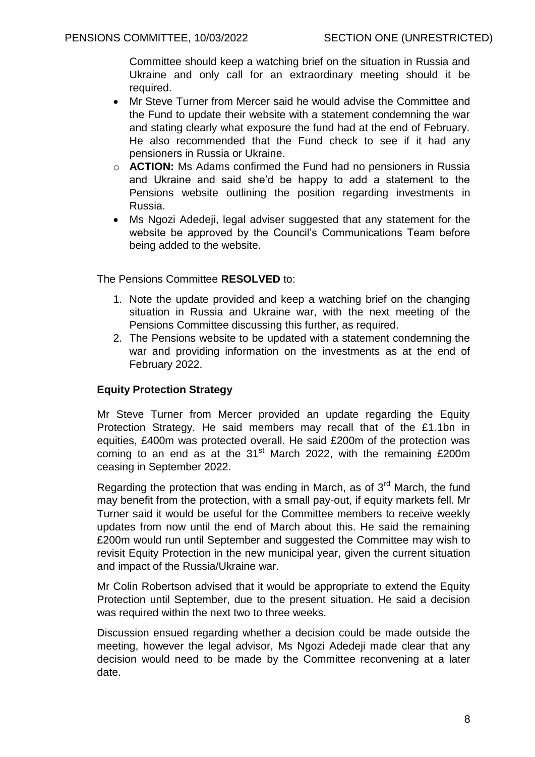Committee should keep a watching brief on the situation in Russia and Ukraine and only call for an extraordinary meeting should it be required.

- Mr Steve Turner from Mercer said he would advise the Committee and the Fund to update their website with a statement condemning the war and stating clearly what exposure the fund had at the end of February. He also recommended that the Fund check to see if it had any pensioners in Russia or Ukraine.
    - **ACTION:** Ms Adams confirmed the Fund had no pensioners in Russia and Ukraine and said she'd be happy to add a statement to the Pensions website outlining the position regarding investments in Russia.
- Ms Ngozi Adedeji, legal adviser suggested that any statement for the website be approved by the Council's Communications Team before being added to the website.

The Pensions Committee **RESOLVED** to:

1. Note the update provided and keep a watching brief on the changing situation in Russia and Ukraine war, with the next meeting of the Pensions Committee discussing this further, as required.
2. The Pensions website to be updated with a statement condemning the war and providing information on the investments as at the end of February 2022.

**Equity Protection Strategy**

Mr Steve Turner from Mercer provided an update regarding the Equity Protection Strategy. He said members may recall that of the £1.1bn in equities, £400m was protected overall. He said £200m of the protection was coming to an end as at the 31st March 2022, with the remaining £200m ceasing in September 2022.

Regarding the protection that was ending in March, as of 3rd March, the fund may benefit from the protection, with a small pay-out, if equity markets fell. Mr Turner said it would be useful for the Committee members to receive weekly updates from now until the end of March about this. He said the remaining £200m would run until September and suggested the Committee may wish to revisit Equity Protection in the new municipal year, given the current situation and impact of the Russia/Ukraine war.

Mr Colin Robertson advised that it would be appropriate to extend the Equity Protection until September, due to the present situation. He said a decision was required within the next two to three weeks.

Discussion ensued regarding whether a decision could be made outside the meeting, however the legal advisor, Ms Ngozi Adedeji made clear that any decision would need to be made by the Committee reconvening at a later date.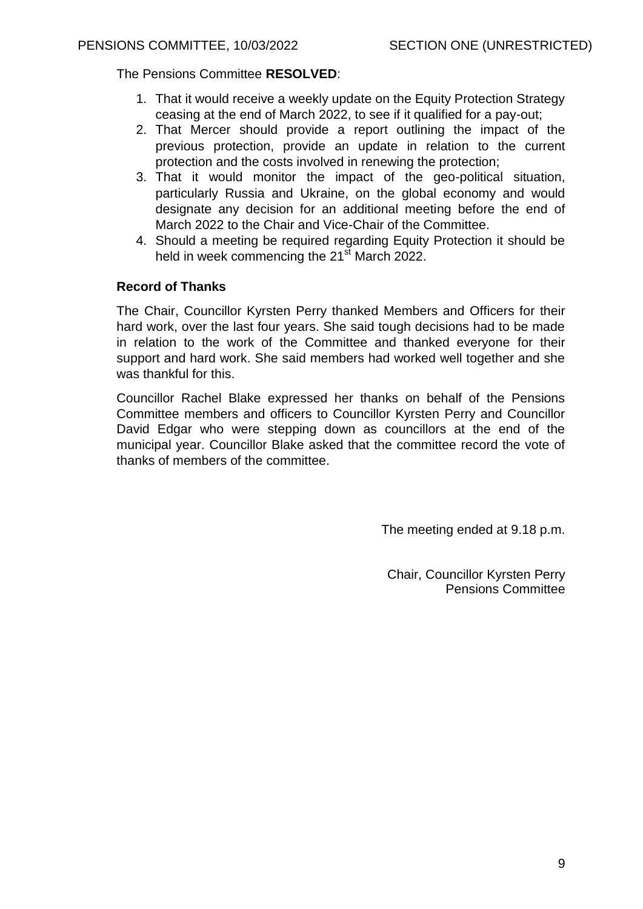The Pensions Committee **RESOLVED**:

1. That it would receive a weekly update on the Equity Protection Strategy ceasing at the end of March 2022, to see if it qualified for a pay-out;
2. That Mercer should provide a report outlining the impact of the previous protection, provide an update in relation to the current protection and the costs involved in renewing the protection;
3. That it would monitor the impact of the geo-political situation, particularly Russia and Ukraine, on the global economy and would designate any decision for an additional meeting before the end of March 2022 to the Chair and Vice-Chair of the Committee.
4. Should a meeting be required regarding Equity Protection it should be held in week commencing the 21st March 2022.

**Record of Thanks**

The Chair, Councillor Kyrsten Perry thanked Members and Officers for their hard work, over the last four years. She said tough decisions had to be made in relation to the work of the Committee and thanked everyone for their support and hard work. She said members had worked well together and she was thankful for this.

Councillor Rachel Blake expressed her thanks on behalf of the Pensions Committee members and officers to Councillor Kyrsten Perry and Councillor David Edgar who were stepping down as councillors at the end of the municipal year. Councillor Blake asked that the committee record the vote of thanks of members of the committee.

The meeting ended at 9.18 p.m.

Chair, Councillor Kyrsten Perry
Pensions Committee